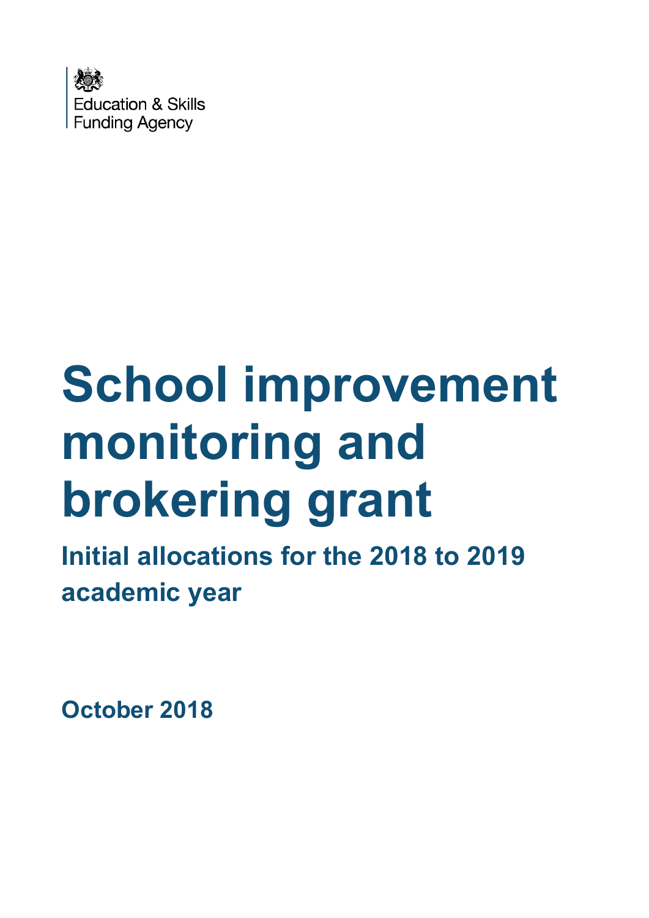Education & Skills Funding Agency

# School improvement monitoring and brokering grant

## Initial allocations for the 2018 to 2019 academic year

**October 2018**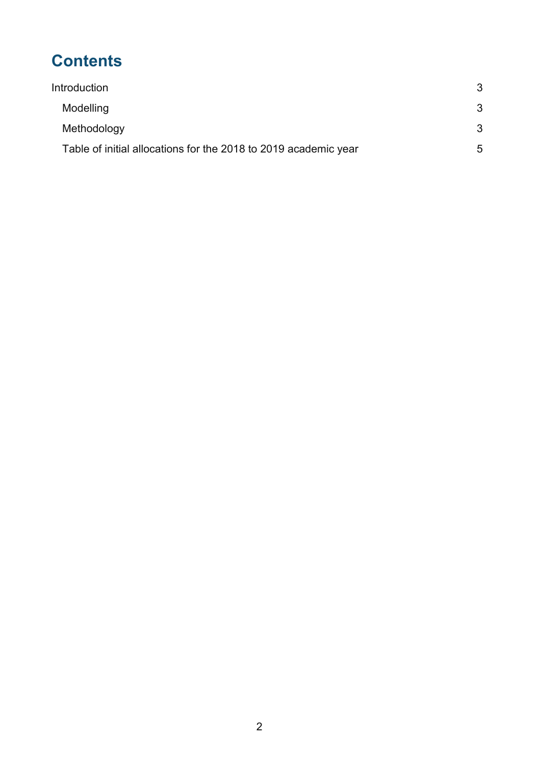# Contents

Introduction 3

- Modelling 3
- Methodology 3
- Table of initial allocations for the 2018 to 2019 academic year 5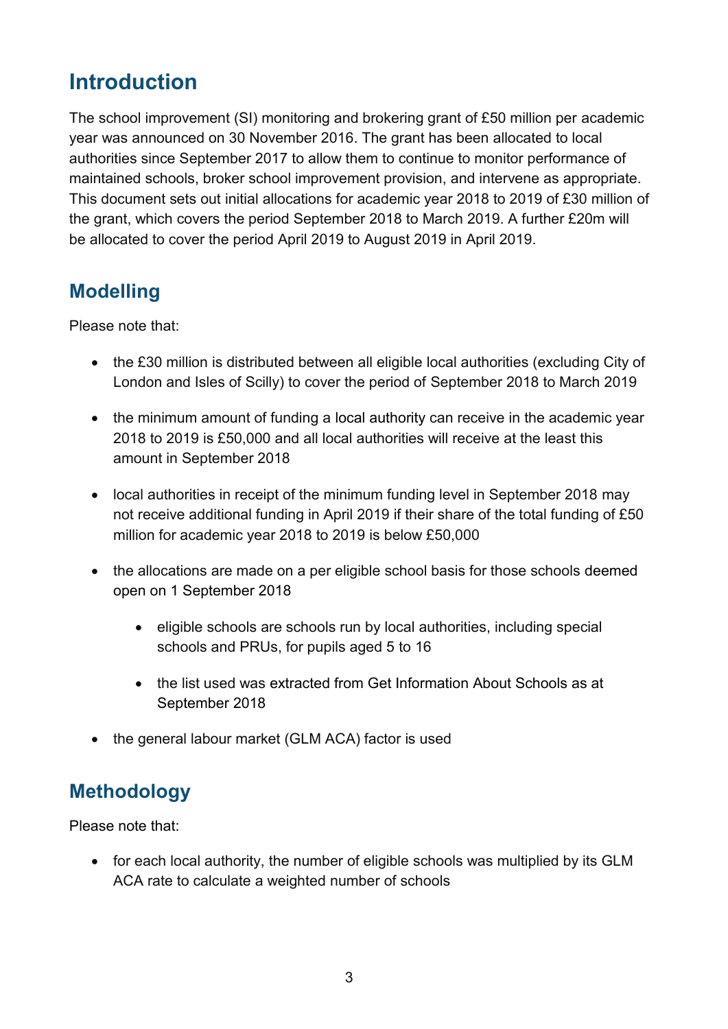## Introduction

The school improvement (SI) monitoring and brokering grant of £50 million per academic year was announced on 30 November 2016. The grant has been allocated to local authorities since September 2017 to allow them to continue to monitor performance of maintained schools, broker school improvement provision, and intervene as appropriate. This document sets out initial allocations for academic year 2018 to 2019 of £30 million of the grant, which covers the period September 2018 to March 2019. A further £20m will be allocated to cover the period April 2019 to August 2019 in April 2019.

## Modelling

Please note that:

- the £30 million is distributed between all eligible local authorities (excluding City of London and Isles of Scilly) to cover the period of September 2018 to March 2019
- the minimum amount of funding a local authority can receive in the academic year 2018 to 2019 is £50,000 and all local authorities will receive at the least this amount in September 2018
- local authorities in receipt of the minimum funding level in September 2018 may not receive additional funding in April 2019 if their share of the total funding of £50 million for academic year 2018 to 2019 is below £50,000
- the allocations are made on a per eligible school basis for those schools deemed open on 1 September 2018
    - eligible schools are schools run by local authorities, including special schools and PRUs, for pupils aged 5 to 16
    - the list used was extracted from Get Information About Schools as at September 2018
- the general labour market (GLM ACA) factor is used

## Methodology

Please note that:

- for each local authority, the number of eligible schools was multiplied by its GLM ACA rate to calculate a weighted number of schools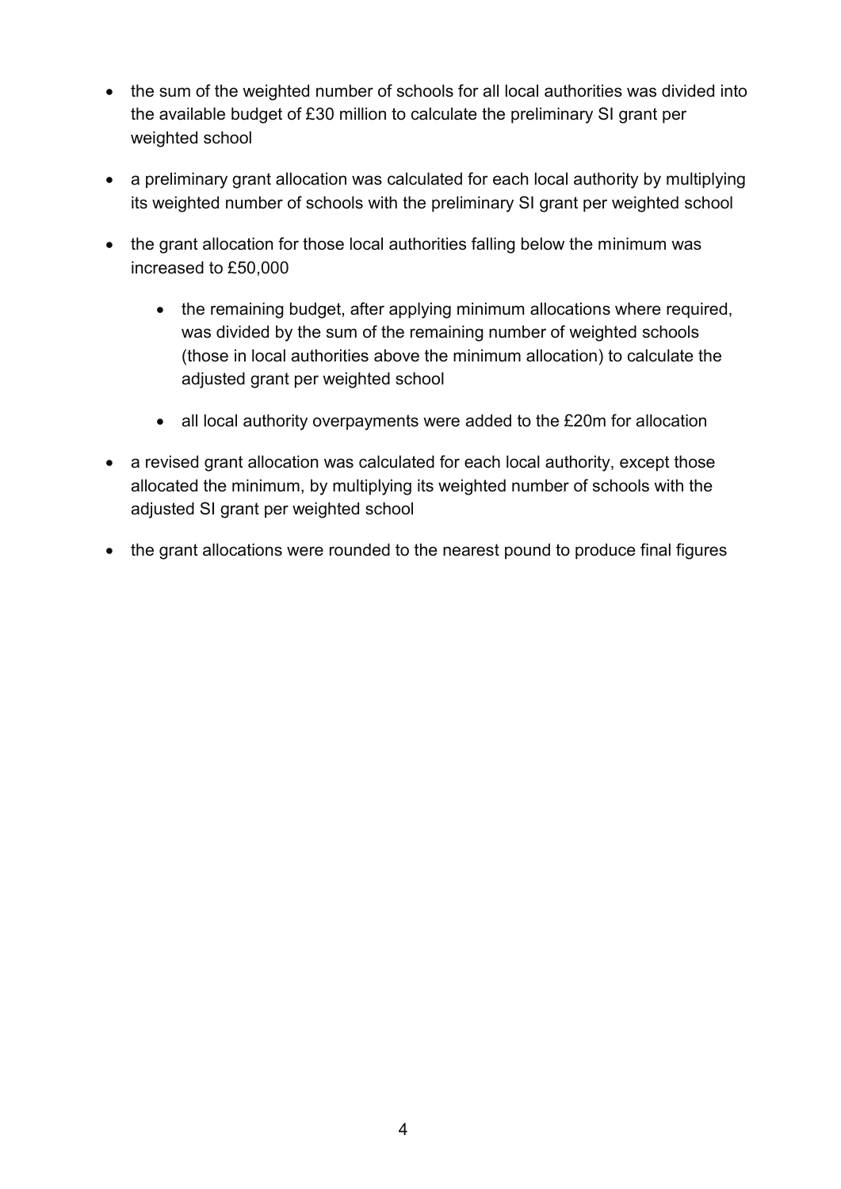- the sum of the weighted number of schools for all local authorities was divided into the available budget of £30 million to calculate the preliminary SI grant per weighted school
- a preliminary grant allocation was calculated for each local authority by multiplying its weighted number of schools with the preliminary SI grant per weighted school
- the grant allocation for those local authorities falling below the minimum was increased to £50,000
    - the remaining budget, after applying minimum allocations where required, was divided by the sum of the remaining number of weighted schools (those in local authorities above the minimum allocation) to calculate the adjusted grant per weighted school
    - all local authority overpayments were added to the £20m for allocation
- a revised grant allocation was calculated for each local authority, except those allocated the minimum, by multiplying its weighted number of schools with the adjusted SI grant per weighted school
- the grant allocations were rounded to the nearest pound to produce final figures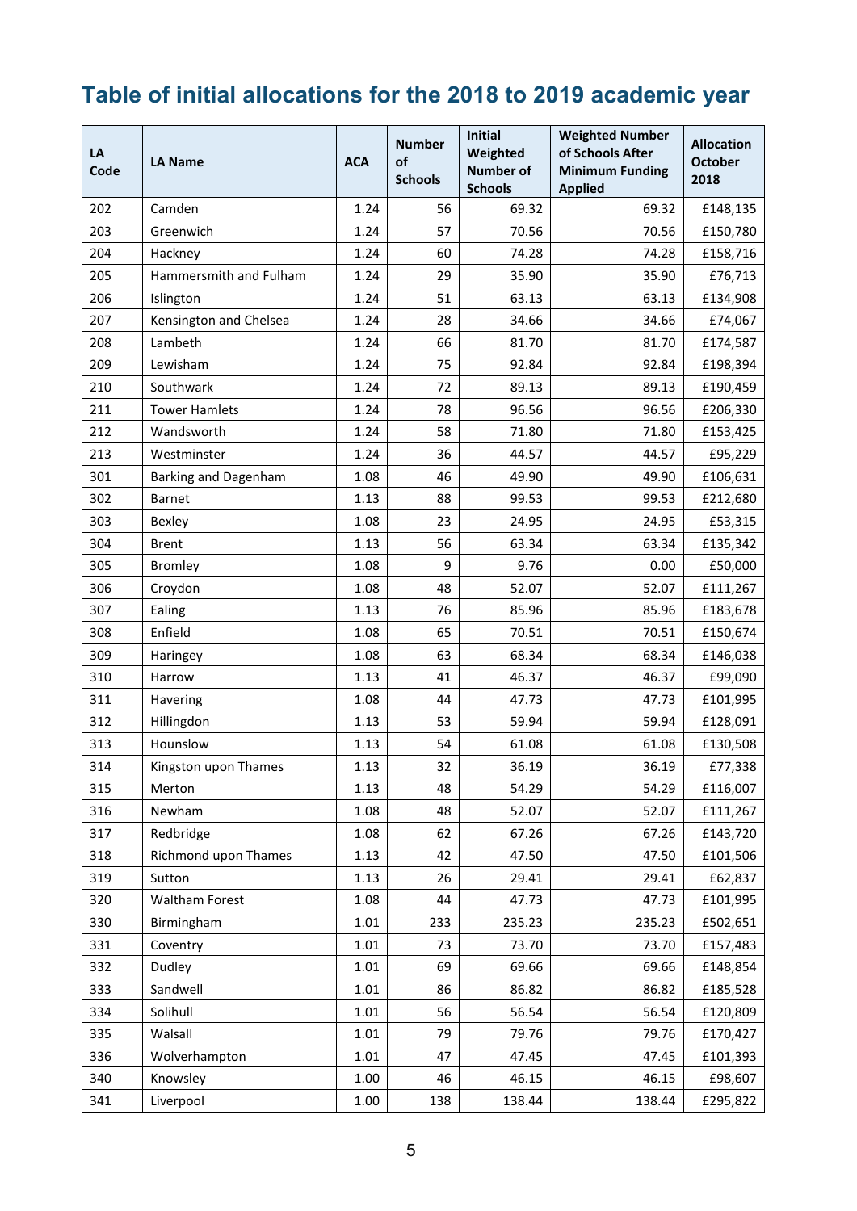## Table of initial allocations for the 2018 to 2019 academic year

| LA Code | LA Name | ACA | Number of Schools | Initial Weighted Number of Schools | Weighted Number of Schools After Minimum Funding Applied | Allocation October 2018 |
|---|---|---|---|---|---|---|
| 202 | Camden | 1.24 | 56 | 69.32 | 69.32 | £148,135 |
| 203 | Greenwich | 1.24 | 57 | 70.56 | 70.56 | £150,780 |
| 204 | Hackney | 1.24 | 60 | 74.28 | 74.28 | £158,716 |
| 205 | Hammersmith and Fulham | 1.24 | 29 | 35.90 | 35.90 | £76,713 |
| 206 | Islington | 1.24 | 51 | 63.13 | 63.13 | £134,908 |
| 207 | Kensington and Chelsea | 1.24 | 28 | 34.66 | 34.66 | £74,067 |
| 208 | Lambeth | 1.24 | 66 | 81.70 | 81.70 | £174,587 |
| 209 | Lewisham | 1.24 | 75 | 92.84 | 92.84 | £198,394 |
| 210 | Southwark | 1.24 | 72 | 89.13 | 89.13 | £190,459 |
| 211 | Tower Hamlets | 1.24 | 78 | 96.56 | 96.56 | £206,330 |
| 212 | Wandsworth | 1.24 | 58 | 71.80 | 71.80 | £153,425 |
| 213 | Westminster | 1.24 | 36 | 44.57 | 44.57 | £95,229 |
| 301 | Barking and Dagenham | 1.08 | 46 | 49.90 | 49.90 | £106,631 |
| 302 | Barnet | 1.13 | 88 | 99.53 | 99.53 | £212,680 |
| 303 | Bexley | 1.08 | 23 | 24.95 | 24.95 | £53,315 |
| 304 | Brent | 1.13 | 56 | 63.34 | 63.34 | £135,342 |
| 305 | Bromley | 1.08 | 9 | 9.76 | 0.00 | £50,000 |
| 306 | Croydon | 1.08 | 48 | 52.07 | 52.07 | £111,267 |
| 307 | Ealing | 1.13 | 76 | 85.96 | 85.96 | £183,678 |
| 308 | Enfield | 1.08 | 65 | 70.51 | 70.51 | £150,674 |
| 309 | Haringey | 1.08 | 63 | 68.34 | 68.34 | £146,038 |
| 310 | Harrow | 1.13 | 41 | 46.37 | 46.37 | £99,090 |
| 311 | Havering | 1.08 | 44 | 47.73 | 47.73 | £101,995 |
| 312 | Hillingdon | 1.13 | 53 | 59.94 | 59.94 | £128,091 |
| 313 | Hounslow | 1.13 | 54 | 61.08 | 61.08 | £130,508 |
| 314 | Kingston upon Thames | 1.13 | 32 | 36.19 | 36.19 | £77,338 |
| 315 | Merton | 1.13 | 48 | 54.29 | 54.29 | £116,007 |
| 316 | Newham | 1.08 | 48 | 52.07 | 52.07 | £111,267 |
| 317 | Redbridge | 1.08 | 62 | 67.26 | 67.26 | £143,720 |
| 318 | Richmond upon Thames | 1.13 | 42 | 47.50 | 47.50 | £101,506 |
| 319 | Sutton | 1.13 | 26 | 29.41 | 29.41 | £62,837 |
| 320 | Waltham Forest | 1.08 | 44 | 47.73 | 47.73 | £101,995 |
| 330 | Birmingham | 1.01 | 233 | 235.23 | 235.23 | £502,651 |
| 331 | Coventry | 1.01 | 73 | 73.70 | 73.70 | £157,483 |
| 332 | Dudley | 1.01 | 69 | 69.66 | 69.66 | £148,854 |
| 333 | Sandwell | 1.01 | 86 | 86.82 | 86.82 | £185,528 |
| 334 | Solihull | 1.01 | 56 | 56.54 | 56.54 | £120,809 |
| 335 | Walsall | 1.01 | 79 | 79.76 | 79.76 | £170,427 |
| 336 | Wolverhampton | 1.01 | 47 | 47.45 | 47.45 | £101,393 |
| 340 | Knowsley | 1.00 | 46 | 46.15 | 46.15 | £98,607 |
| 341 | Liverpool | 1.00 | 138 | 138.44 | 138.44 | £295,822 |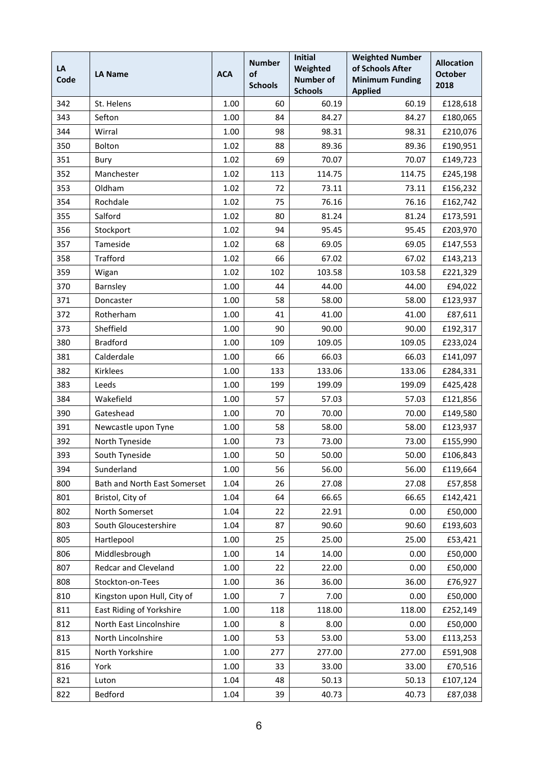| LA Code | LA Name | ACA | Number of Schools | Initial Weighted Number of Schools | Weighted Number of Schools After Minimum Funding Applied | Allocation October 2018 |
|---|---|---|---|---|---|---|
| 342 | St. Helens | 1.00 | 60 | 60.19 | 60.19 | £128,618 |
| 343 | Sefton | 1.00 | 84 | 84.27 | 84.27 | £180,065 |
| 344 | Wirral | 1.00 | 98 | 98.31 | 98.31 | £210,076 |
| 350 | Bolton | 1.02 | 88 | 89.36 | 89.36 | £190,951 |
| 351 | Bury | 1.02 | 69 | 70.07 | 70.07 | £149,723 |
| 352 | Manchester | 1.02 | 113 | 114.75 | 114.75 | £245,198 |
| 353 | Oldham | 1.02 | 72 | 73.11 | 73.11 | £156,232 |
| 354 | Rochdale | 1.02 | 75 | 76.16 | 76.16 | £162,742 |
| 355 | Salford | 1.02 | 80 | 81.24 | 81.24 | £173,591 |
| 356 | Stockport | 1.02 | 94 | 95.45 | 95.45 | £203,970 |
| 357 | Tameside | 1.02 | 68 | 69.05 | 69.05 | £147,553 |
| 358 | Trafford | 1.02 | 66 | 67.02 | 67.02 | £143,213 |
| 359 | Wigan | 1.02 | 102 | 103.58 | 103.58 | £221,329 |
| 370 | Barnsley | 1.00 | 44 | 44.00 | 44.00 | £94,022 |
| 371 | Doncaster | 1.00 | 58 | 58.00 | 58.00 | £123,937 |
| 372 | Rotherham | 1.00 | 41 | 41.00 | 41.00 | £87,611 |
| 373 | Sheffield | 1.00 | 90 | 90.00 | 90.00 | £192,317 |
| 380 | Bradford | 1.00 | 109 | 109.05 | 109.05 | £233,024 |
| 381 | Calderdale | 1.00 | 66 | 66.03 | 66.03 | £141,097 |
| 382 | Kirklees | 1.00 | 133 | 133.06 | 133.06 | £284,331 |
| 383 | Leeds | 1.00 | 199 | 199.09 | 199.09 | £425,428 |
| 384 | Wakefield | 1.00 | 57 | 57.03 | 57.03 | £121,856 |
| 390 | Gateshead | 1.00 | 70 | 70.00 | 70.00 | £149,580 |
| 391 | Newcastle upon Tyne | 1.00 | 58 | 58.00 | 58.00 | £123,937 |
| 392 | North Tyneside | 1.00 | 73 | 73.00 | 73.00 | £155,990 |
| 393 | South Tyneside | 1.00 | 50 | 50.00 | 50.00 | £106,843 |
| 394 | Sunderland | 1.00 | 56 | 56.00 | 56.00 | £119,664 |
| 800 | Bath and North East Somerset | 1.04 | 26 | 27.08 | 27.08 | £57,858 |
| 801 | Bristol, City of | 1.04 | 64 | 66.65 | 66.65 | £142,421 |
| 802 | North Somerset | 1.04 | 22 | 22.91 | 0.00 | £50,000 |
| 803 | South Gloucestershire | 1.04 | 87 | 90.60 | 90.60 | £193,603 |
| 805 | Hartlepool | 1.00 | 25 | 25.00 | 25.00 | £53,421 |
| 806 | Middlesbrough | 1.00 | 14 | 14.00 | 0.00 | £50,000 |
| 807 | Redcar and Cleveland | 1.00 | 22 | 22.00 | 0.00 | £50,000 |
| 808 | Stockton-on-Tees | 1.00 | 36 | 36.00 | 36.00 | £76,927 |
| 810 | Kingston upon Hull, City of | 1.00 | 7 | 7.00 | 0.00 | £50,000 |
| 811 | East Riding of Yorkshire | 1.00 | 118 | 118.00 | 118.00 | £252,149 |
| 812 | North East Lincolnshire | 1.00 | 8 | 8.00 | 0.00 | £50,000 |
| 813 | North Lincolnshire | 1.00 | 53 | 53.00 | 53.00 | £113,253 |
| 815 | North Yorkshire | 1.00 | 277 | 277.00 | 277.00 | £591,908 |
| 816 | York | 1.00 | 33 | 33.00 | 33.00 | £70,516 |
| 821 | Luton | 1.04 | 48 | 50.13 | 50.13 | £107,124 |
| 822 | Bedford | 1.04 | 39 | 40.73 | 40.73 | £87,038 |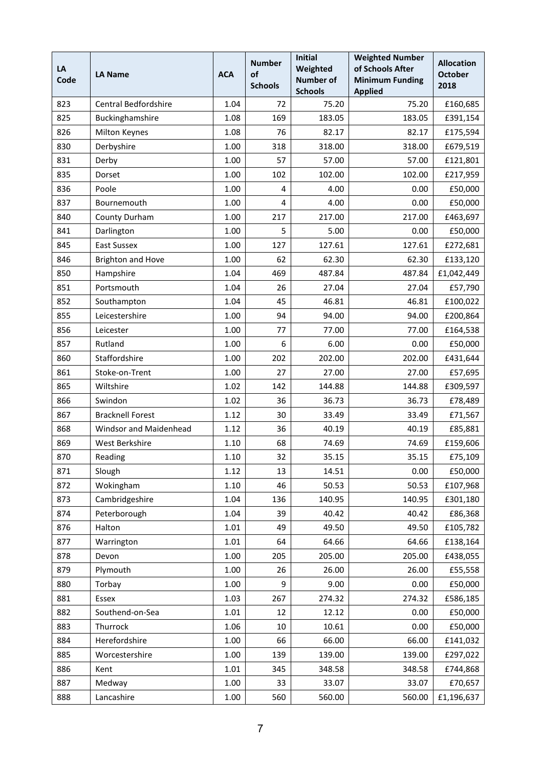| LA Code | LA Name | ACA | Number of Schools | Initial Weighted Number of Schools | Weighted Number of Schools After Minimum Funding Applied | Allocation October 2018 |
|---|---|---|---|---|---|---|
| 823 | Central Bedfordshire | 1.04 | 72 | 75.20 | 75.20 | £160,685 |
| 825 | Buckinghamshire | 1.08 | 169 | 183.05 | 183.05 | £391,154 |
| 826 | Milton Keynes | 1.08 | 76 | 82.17 | 82.17 | £175,594 |
| 830 | Derbyshire | 1.00 | 318 | 318.00 | 318.00 | £679,519 |
| 831 | Derby | 1.00 | 57 | 57.00 | 57.00 | £121,801 |
| 835 | Dorset | 1.00 | 102 | 102.00 | 102.00 | £217,959 |
| 836 | Poole | 1.00 | 4 | 4.00 | 0.00 | £50,000 |
| 837 | Bournemouth | 1.00 | 4 | 4.00 | 0.00 | £50,000 |
| 840 | County Durham | 1.00 | 217 | 217.00 | 217.00 | £463,697 |
| 841 | Darlington | 1.00 | 5 | 5.00 | 0.00 | £50,000 |
| 845 | East Sussex | 1.00 | 127 | 127.61 | 127.61 | £272,681 |
| 846 | Brighton and Hove | 1.00 | 62 | 62.30 | 62.30 | £133,120 |
| 850 | Hampshire | 1.04 | 469 | 487.84 | 487.84 | £1,042,449 |
| 851 | Portsmouth | 1.04 | 26 | 27.04 | 27.04 | £57,790 |
| 852 | Southampton | 1.04 | 45 | 46.81 | 46.81 | £100,022 |
| 855 | Leicestershire | 1.00 | 94 | 94.00 | 94.00 | £200,864 |
| 856 | Leicester | 1.00 | 77 | 77.00 | 77.00 | £164,538 |
| 857 | Rutland | 1.00 | 6 | 6.00 | 0.00 | £50,000 |
| 860 | Staffordshire | 1.00 | 202 | 202.00 | 202.00 | £431,644 |
| 861 | Stoke-on-Trent | 1.00 | 27 | 27.00 | 27.00 | £57,695 |
| 865 | Wiltshire | 1.02 | 142 | 144.88 | 144.88 | £309,597 |
| 866 | Swindon | 1.02 | 36 | 36.73 | 36.73 | £78,489 |
| 867 | Bracknell Forest | 1.12 | 30 | 33.49 | 33.49 | £71,567 |
| 868 | Windsor and Maidenhead | 1.12 | 36 | 40.19 | 40.19 | £85,881 |
| 869 | West Berkshire | 1.10 | 68 | 74.69 | 74.69 | £159,606 |
| 870 | Reading | 1.10 | 32 | 35.15 | 35.15 | £75,109 |
| 871 | Slough | 1.12 | 13 | 14.51 | 0.00 | £50,000 |
| 872 | Wokingham | 1.10 | 46 | 50.53 | 50.53 | £107,968 |
| 873 | Cambridgeshire | 1.04 | 136 | 140.95 | 140.95 | £301,180 |
| 874 | Peterborough | 1.04 | 39 | 40.42 | 40.42 | £86,368 |
| 876 | Halton | 1.01 | 49 | 49.50 | 49.50 | £105,782 |
| 877 | Warrington | 1.01 | 64 | 64.66 | 64.66 | £138,164 |
| 878 | Devon | 1.00 | 205 | 205.00 | 205.00 | £438,055 |
| 879 | Plymouth | 1.00 | 26 | 26.00 | 26.00 | £55,558 |
| 880 | Torbay | 1.00 | 9 | 9.00 | 0.00 | £50,000 |
| 881 | Essex | 1.03 | 267 | 274.32 | 274.32 | £586,185 |
| 882 | Southend-on-Sea | 1.01 | 12 | 12.12 | 0.00 | £50,000 |
| 883 | Thurrock | 1.06 | 10 | 10.61 | 0.00 | £50,000 |
| 884 | Herefordshire | 1.00 | 66 | 66.00 | 66.00 | £141,032 |
| 885 | Worcestershire | 1.00 | 139 | 139.00 | 139.00 | £297,022 |
| 886 | Kent | 1.01 | 345 | 348.58 | 348.58 | £744,868 |
| 887 | Medway | 1.00 | 33 | 33.07 | 33.07 | £70,657 |
| 888 | Lancashire | 1.00 | 560 | 560.00 | 560.00 | £1,196,637 |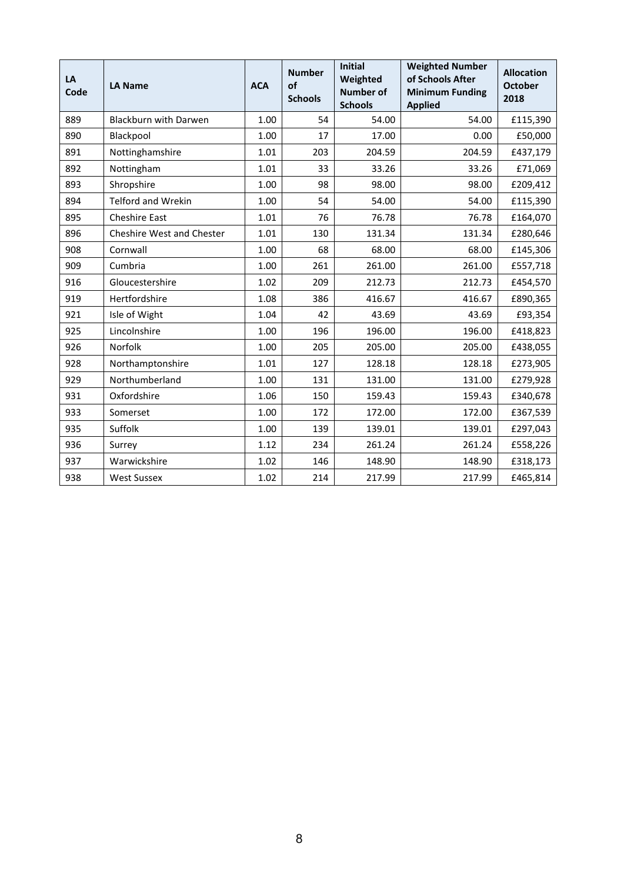| LA Code | LA Name | ACA | Number of Schools | Initial Weighted Number of Schools | Weighted Number of Schools After Minimum Funding Applied | Allocation October 2018 |
|---|---|---|---|---|---|---|
| 889 | Blackburn with Darwen | 1.00 | 54 | 54.00 | 54.00 | £115,390 |
| 890 | Blackpool | 1.00 | 17 | 17.00 | 0.00 | £50,000 |
| 891 | Nottinghamshire | 1.01 | 203 | 204.59 | 204.59 | £437,179 |
| 892 | Nottingham | 1.01 | 33 | 33.26 | 33.26 | £71,069 |
| 893 | Shropshire | 1.00 | 98 | 98.00 | 98.00 | £209,412 |
| 894 | Telford and Wrekin | 1.00 | 54 | 54.00 | 54.00 | £115,390 |
| 895 | Cheshire East | 1.01 | 76 | 76.78 | 76.78 | £164,070 |
| 896 | Cheshire West and Chester | 1.01 | 130 | 131.34 | 131.34 | £280,646 |
| 908 | Cornwall | 1.00 | 68 | 68.00 | 68.00 | £145,306 |
| 909 | Cumbria | 1.00 | 261 | 261.00 | 261.00 | £557,718 |
| 916 | Gloucestershire | 1.02 | 209 | 212.73 | 212.73 | £454,570 |
| 919 | Hertfordshire | 1.08 | 386 | 416.67 | 416.67 | £890,365 |
| 921 | Isle of Wight | 1.04 | 42 | 43.69 | 43.69 | £93,354 |
| 925 | Lincolnshire | 1.00 | 196 | 196.00 | 196.00 | £418,823 |
| 926 | Norfolk | 1.00 | 205 | 205.00 | 205.00 | £438,055 |
| 928 | Northamptonshire | 1.01 | 127 | 128.18 | 128.18 | £273,905 |
| 929 | Northumberland | 1.00 | 131 | 131.00 | 131.00 | £279,928 |
| 931 | Oxfordshire | 1.06 | 150 | 159.43 | 159.43 | £340,678 |
| 933 | Somerset | 1.00 | 172 | 172.00 | 172.00 | £367,539 |
| 935 | Suffolk | 1.00 | 139 | 139.01 | 139.01 | £297,043 |
| 936 | Surrey | 1.12 | 234 | 261.24 | 261.24 | £558,226 |
| 937 | Warwickshire | 1.02 | 146 | 148.90 | 148.90 | £318,173 |
| 938 | West Sussex | 1.02 | 214 | 217.99 | 217.99 | £465,814 |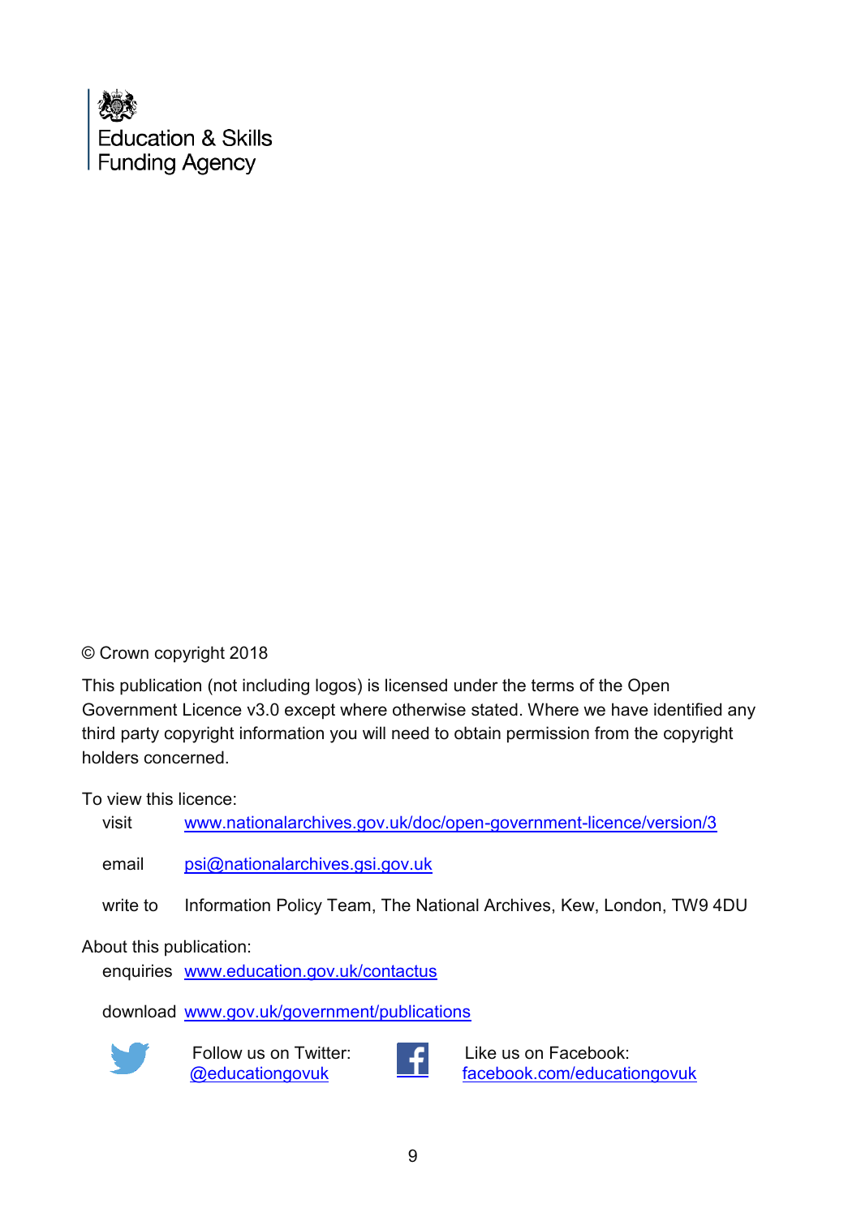Education & Skills Funding Agency

© Crown copyright 2018

This publication (not including logos) is licensed under the terms of the Open Government Licence v3.0 except where otherwise stated. Where we have identified any third party copyright information you will need to obtain permission from the copyright holders concerned.

To view this licence:

visit www.nationalarchives.gov.uk/doc/open-government-licence/version/3

email psi@nationalarchives.gsi.gov.uk

write to Information Policy Team, The National Archives, Kew, London, TW9 4DU

About this publication:

enquiries www.education.gov.uk/contactus

download www.gov.uk/government/publications

Follow us on Twitter: @educationgovuk

Like us on Facebook: facebook.com/educationgovuk